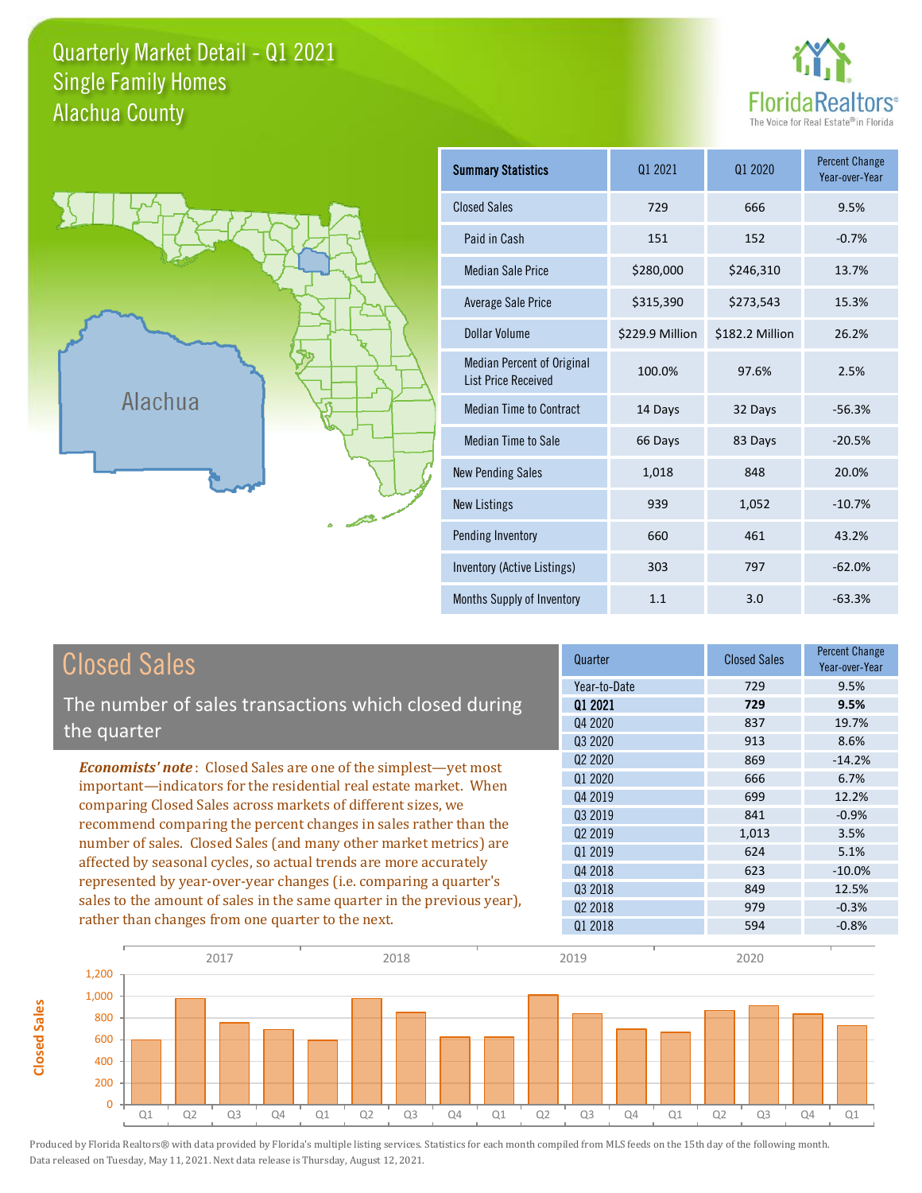# Quarterly Market Detail - Q1 2021
## Single Family Homes
## Alachua County

FloridaRealtors® The Voice for Real Estate® in Florida

| Summary Statistics | Q1 2021 | Q1 2020 | Percent Change Year-over-Year |
|---|---|---|---|
| Closed Sales | 729 | 666 | 9.5% |
| Paid in Cash | 151 | 152 | -0.7% |
| Median Sale Price | $280,000 | $246,310 | 13.7% |
| Average Sale Price | $315,390 | $273,543 | 15.3% |
| Dollar Volume | $229.9 Million | $182.2 Million | 26.2% |
| Median Percent of Original List Price Received | 100.0% | 97.6% | 2.5% |
| Median Time to Contract | 14 Days | 32 Days | -56.3% |
| Median Time to Sale | 66 Days | 83 Days | -20.5% |
| New Pending Sales | 1,018 | 848 | 20.0% |
| New Listings | 939 | 1,052 | -10.7% |
| Pending Inventory | 660 | 461 | 43.2% |
| Inventory (Active Listings) | 303 | 797 | -62.0% |
| Months Supply of Inventory | 1.1 | 3.0 | -63.3% |

## Closed Sales

The number of sales transactions which closed during the quarter

*Economists' note*: Closed Sales are one of the simplest—yet most important—indicators for the residential real estate market. When comparing Closed Sales across markets of different sizes, we recommend comparing the percent changes in sales rather than the number of sales. Closed Sales (and many other market metrics) are affected by seasonal cycles, so actual trends are more accurately represented by year-over-year changes (i.e. comparing a quarter's sales to the amount of sales in the same quarter in the previous year), rather than changes from one quarter to the next.

| Quarter | Closed Sales | Percent Change Year-over-Year |
|---|---|---|
| Year-to-Date | 729 | 9.5% |
| **Q1 2021** | **729** | **9.5%** |
| Q4 2020 | 837 | 19.7% |
| Q3 2020 | 913 | 8.6% |
| Q2 2020 | 869 | -14.2% |
| Q1 2020 | 666 | 6.7% |
| Q4 2019 | 699 | 12.2% |
| Q3 2019 | 841 | -0.9% |
| Q2 2019 | 1,013 | 3.5% |
| Q1 2019 | 624 | 5.1% |
| Q4 2018 | 623 | -10.0% |
| Q3 2018 | 849 | 12.5% |
| Q2 2018 | 979 | -0.3% |
| Q1 2018 | 594 | -0.8% |

Produced by Florida Realtors® with data provided by Florida's multiple listing services. Statistics for each month compiled from MLS feeds on the 15th day of the following month. Data released on Tuesday, May 11, 2021. Next data release is Thursday, August 12, 2021.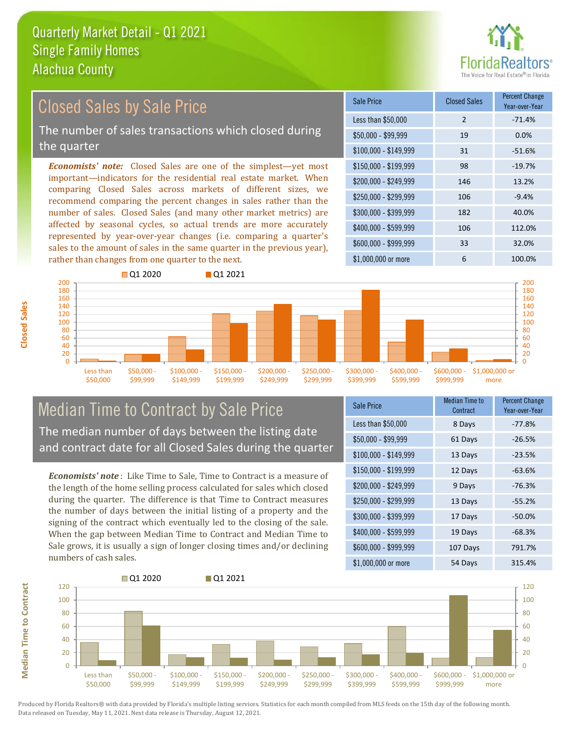# Quarterly Market Detail - Q1 2021
## Single Family Homes
## Alachua County

## Closed Sales by Sale Price

The number of sales transactions which closed during the quarter

***Economists' note:*** Closed Sales are one of the simplest—yet most important—indicators for the residential real estate market. When comparing Closed Sales across markets of different sizes, we recommend comparing the percent changes in sales rather than the number of sales. Closed Sales (and many other market metrics) are affected by seasonal cycles, so actual trends are more accurately represented by year-over-year changes (i.e. comparing a quarter's sales to the amount of sales in the same quarter in the previous year), rather than changes from one quarter to the next.

| Sale Price | Closed Sales | Percent Change Year-over-Year |
|---|---|---|
| Less than $50,000 | 2 | -71.4% |
| $50,000 - $99,999 | 19 | 0.0% |
| $100,000 - $149,999 | 31 | -51.6% |
| $150,000 - $199,999 | 98 | -19.7% |
| $200,000 - $249,999 | 146 | 13.2% |
| $250,000 - $299,999 | 106 | -9.4% |
| $300,000 - $399,999 | 182 | 40.0% |
| $400,000 - $599,999 | 106 | 112.0% |
| $600,000 - $999,999 | 33 | 32.0% |
| $1,000,000 or more | 6 | 100.0% |

## Median Time to Contract by Sale Price

The median number of days between the listing date and contract date for all Closed Sales during the quarter

***Economists' note***: Like Time to Sale, Time to Contract is a measure of the length of the home selling process calculated for sales which closed during the quarter. The difference is that Time to Contract measures the number of days between the initial listing of a property and the signing of the contract which eventually led to the closing of the sale. When the gap between Median Time to Contract and Median Time to Sale grows, it is usually a sign of longer closing times and/or declining numbers of cash sales.

| Sale Price | Median Time to Contract | Percent Change Year-over-Year |
|---|---|---|
| Less than $50,000 | 8 Days | -77.8% |
| $50,000 - $99,999 | 61 Days | -26.5% |
| $100,000 - $149,999 | 13 Days | -23.5% |
| $150,000 - $199,999 | 12 Days | -63.6% |
| $200,000 - $249,999 | 9 Days | -76.3% |
| $250,000 - $299,999 | 13 Days | -55.2% |
| $300,000 - $399,999 | 17 Days | -50.0% |
| $400,000 - $599,999 | 19 Days | -68.3% |
| $600,000 - $999,999 | 107 Days | 791.7% |
| $1,000,000 or more | 54 Days | 315.4% |

Produced by Florida Realtors® with data provided by Florida's multiple listing services. Statistics for each month compiled from MLS feeds on the 15th day of the following month. Data released on Tuesday, May 11, 2021. Next data release is Thursday, August 12, 2021.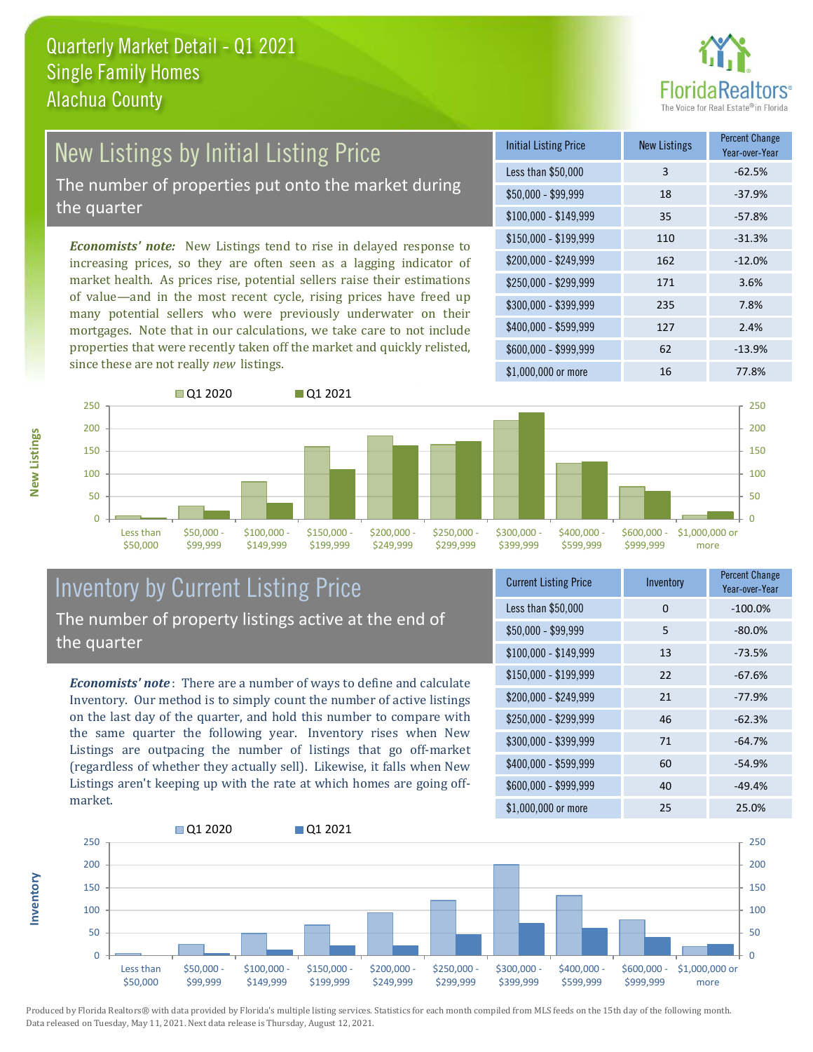# Quarterly Market Detail - Q1 2021
## Single Family Homes
## Alachua County

## New Listings by Initial Listing Price

The number of properties put onto the market during the quarter

*Economists' note:* New Listings tend to rise in delayed response to increasing prices, so they are often seen as a lagging indicator of market health. As prices rise, potential sellers raise their estimations of value—and in the most recent cycle, rising prices have freed up many potential sellers who were previously underwater on their mortgages. Note that in our calculations, we take care to not include properties that were recently taken off the market and quickly relisted, since these are not really *new* listings.

| Initial Listing Price | New Listings | Percent Change Year-over-Year |
|---|---|---|
| Less than $50,000 | 3 | -62.5% |
| $50,000 - $99,999 | 18 | -37.9% |
| $100,000 - $149,999 | 35 | -57.8% |
| $150,000 - $199,999 | 110 | -31.3% |
| $200,000 - $249,999 | 162 | -12.0% |
| $250,000 - $299,999 | 171 | 3.6% |
| $300,000 - $399,999 | 235 | 7.8% |
| $400,000 - $599,999 | 127 | 2.4% |
| $600,000 - $999,999 | 62 | -13.9% |
| $1,000,000 or more | 16 | 77.8% |

## Inventory by Current Listing Price

The number of property listings active at the end of the quarter

*Economists' note*: There are a number of ways to define and calculate Inventory. Our method is to simply count the number of active listings on the last day of the quarter, and hold this number to compare with the same quarter the following year. Inventory rises when New Listings are outpacing the number of listings that go off-market (regardless of whether they actually sell). Likewise, it falls when New Listings aren't keeping up with the rate at which homes are going off-market.

| Current Listing Price | Inventory | Percent Change Year-over-Year |
|---|---|---|
| Less than $50,000 | 0 | -100.0% |
| $50,000 - $99,999 | 5 | -80.0% |
| $100,000 - $149,999 | 13 | -73.5% |
| $150,000 - $199,999 | 22 | -67.6% |
| $200,000 - $249,999 | 21 | -77.9% |
| $250,000 - $299,999 | 46 | -62.3% |
| $300,000 - $399,999 | 71 | -64.7% |
| $400,000 - $599,999 | 60 | -54.9% |
| $600,000 - $999,999 | 40 | -49.4% |
| $1,000,000 or more | 25 | 25.0% |

Produced by Florida Realtors® with data provided by Florida's multiple listing services. Statistics for each month compiled from MLS feeds on the 15th day of the following month. Data released on Tuesday, May 11, 2021. Next data release is Thursday, August 12, 2021.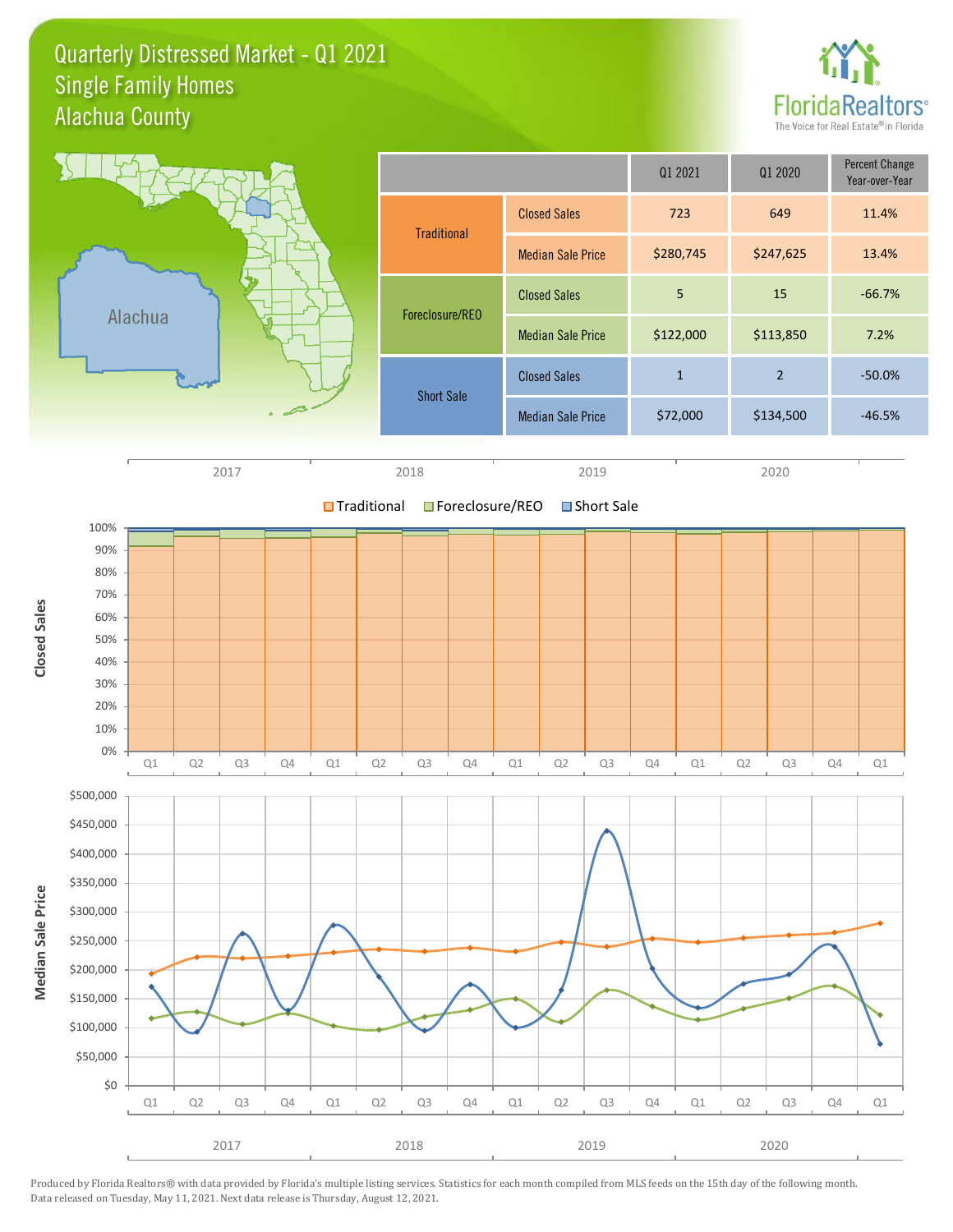# Quarterly Distressed Market - Q1 2021
## Single Family Homes
## Alachua County

| | | Q1 2021 | Q1 2020 | Percent Change Year-over-Year |
|---|---|---|---|---|
| Traditional | Closed Sales | 723 | 649 | 11.4% |
| | Median Sale Price | $280,745 | $247,625 | 13.4% |
| Foreclosure/REO | Closed Sales | 5 | 15 | -66.7% |
| | Median Sale Price | $122,000 | $113,850 | 7.2% |
| Short Sale | Closed Sales | 1 | 2 | -50.0% |
| | Median Sale Price | $72,000 | $134,500 | -46.5% |

Produced by Florida Realtors® with data provided by Florida's multiple listing services. Statistics for each month compiled from MLS feeds on the 15th day of the following month. Data released on Tuesday, May 11, 2021. Next data release is Thursday, August 12, 2021.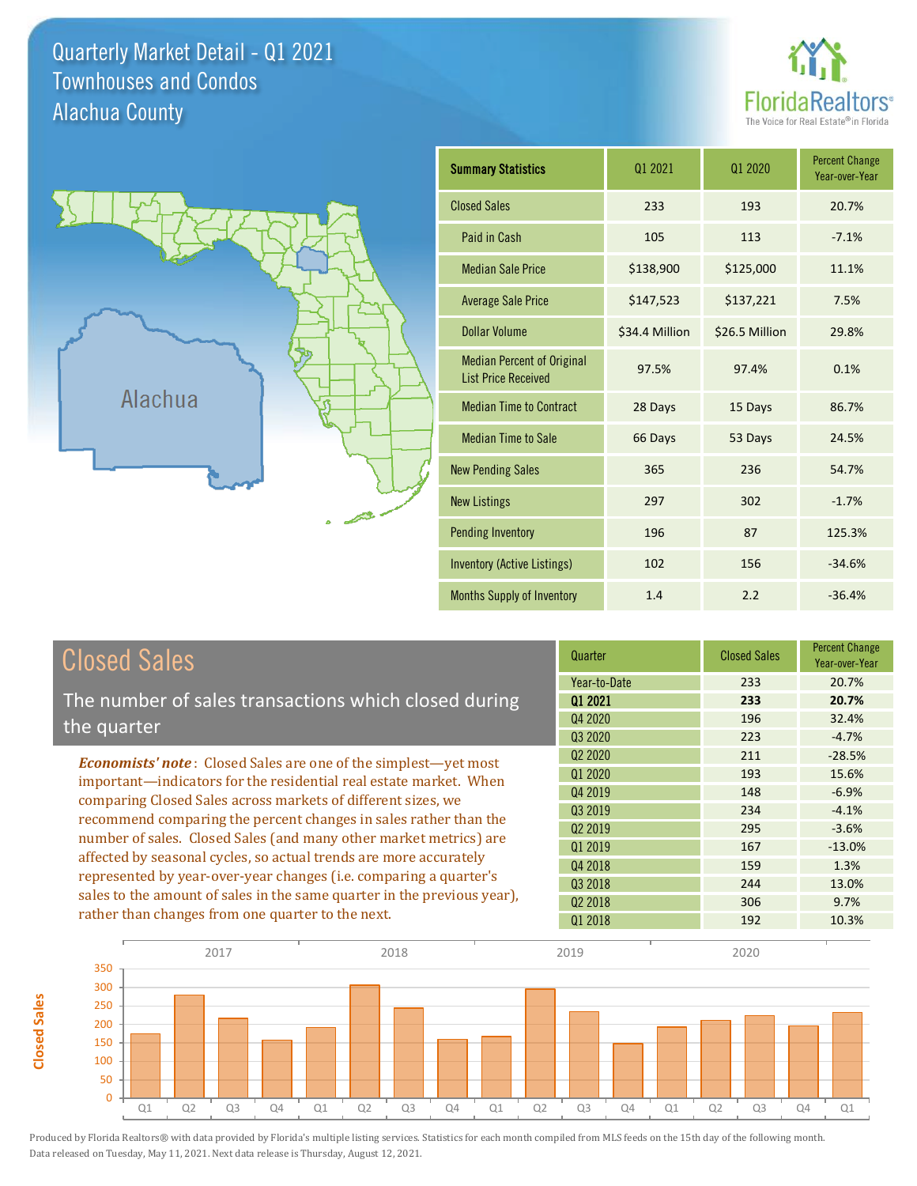# Quarterly Market Detail - Q1 2021
## Townhouses and Condos
## Alachua County

Alachua

| Summary Statistics | Q1 2021 | Q1 2020 | Percent Change Year-over-Year |
|---|---|---|---|
| Closed Sales | 233 | 193 | 20.7% |
| Paid in Cash | 105 | 113 | -7.1% |
| Median Sale Price | $138,900 | $125,000 | 11.1% |
| Average Sale Price | $147,523 | $137,221 | 7.5% |
| Dollar Volume | $34.4 Million | $26.5 Million | 29.8% |
| Median Percent of Original List Price Received | 97.5% | 97.4% | 0.1% |
| Median Time to Contract | 28 Days | 15 Days | 86.7% |
| Median Time to Sale | 66 Days | 53 Days | 24.5% |
| New Pending Sales | 365 | 236 | 54.7% |
| New Listings | 297 | 302 | -1.7% |
| Pending Inventory | 196 | 87 | 125.3% |
| Inventory (Active Listings) | 102 | 156 | -34.6% |
| Months Supply of Inventory | 1.4 | 2.2 | -36.4% |

## Closed Sales

The number of sales transactions which closed during the quarter

***Economists' note***: Closed Sales are one of the simplest—yet most important—indicators for the residential real estate market. When comparing Closed Sales across markets of different sizes, we recommend comparing the percent changes in sales rather than the number of sales. Closed Sales (and many other market metrics) are affected by seasonal cycles, so actual trends are more accurately represented by year-over-year changes (i.e. comparing a quarter's sales to the amount of sales in the same quarter in the previous year), rather than changes from one quarter to the next.

| Quarter | Closed Sales | Percent Change Year-over-Year |
|---|---|---|
| Year-to-Date | 233 | 20.7% |
| **Q1 2021** | **233** | **20.7%** |
| Q4 2020 | 196 | 32.4% |
| Q3 2020 | 223 | -4.7% |
| Q2 2020 | 211 | -28.5% |
| Q1 2020 | 193 | 15.6% |
| Q4 2019 | 148 | -6.9% |
| Q3 2019 | 234 | -4.1% |
| Q2 2019 | 295 | -3.6% |
| Q1 2019 | 167 | -13.0% |
| Q4 2018 | 159 | 1.3% |
| Q3 2018 | 244 | 13.0% |
| Q2 2018 | 306 | 9.7% |
| Q1 2018 | 192 | 10.3% |

Produced by Florida Realtors® with data provided by Florida's multiple listing services. Statistics for each month compiled from MLS feeds on the 15th day of the following month. Data released on Tuesday, May 11, 2021. Next data release is Thursday, August 12, 2021.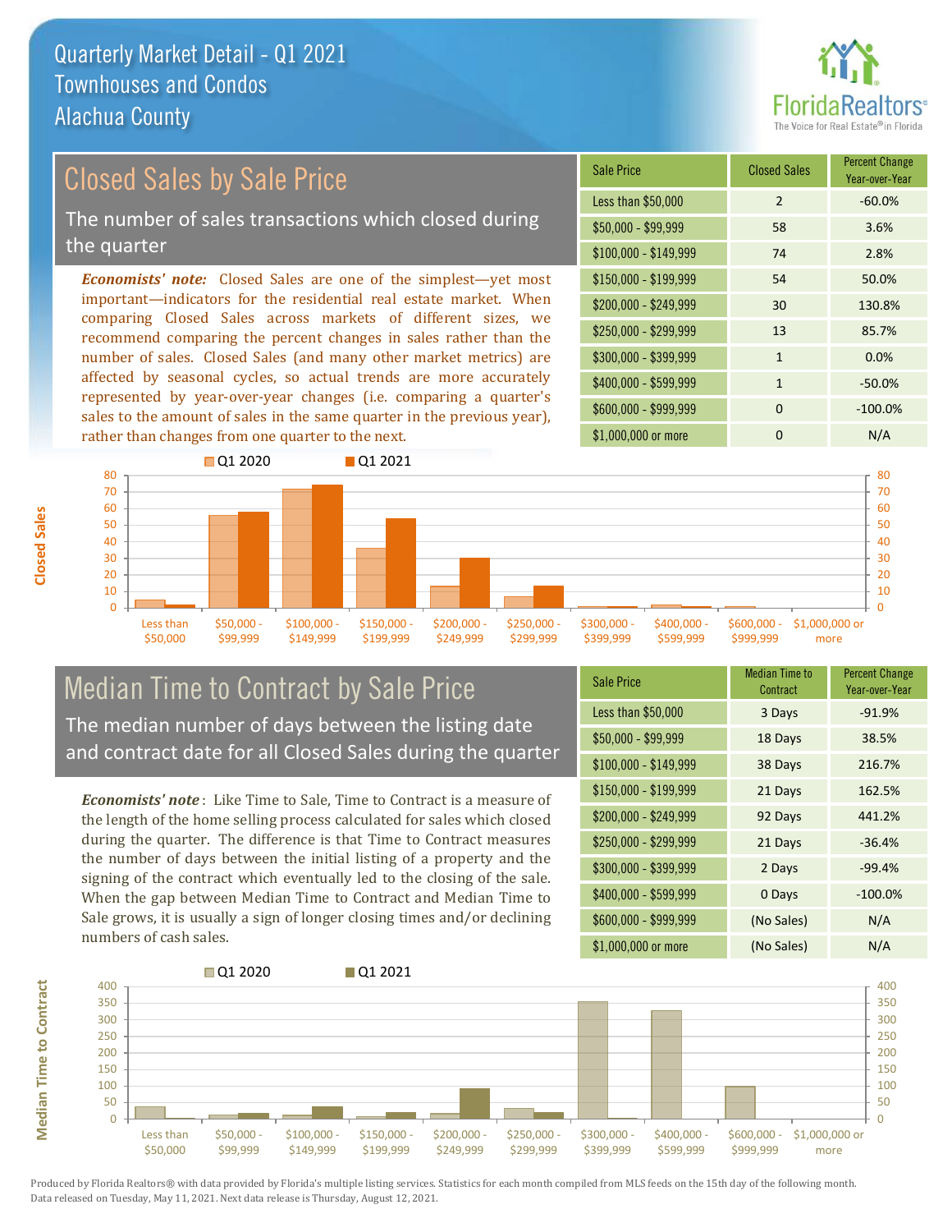# Quarterly Market Detail - Q1 2021
## Townhouses and Condos
## Alachua County

## Closed Sales by Sale Price

The number of sales transactions which closed during the quarter

*Economists' note:* Closed Sales are one of the simplest—yet most important—indicators for the residential real estate market. When comparing Closed Sales across markets of different sizes, we recommend comparing the percent changes in sales rather than the number of sales. Closed Sales (and many other market metrics) are affected by seasonal cycles, so actual trends are more accurately represented by year-over-year changes (i.e. comparing a quarter's sales to the amount of sales in the same quarter in the previous year), rather than changes from one quarter to the next.

| Sale Price | Closed Sales | Percent Change Year-over-Year |
|---|---|---|
| Less than $50,000 | 2 | -60.0% |
| $50,000 - $99,999 | 58 | 3.6% |
| $100,000 - $149,999 | 74 | 2.8% |
| $150,000 - $199,999 | 54 | 50.0% |
| $200,000 - $249,999 | 30 | 130.8% |
| $250,000 - $299,999 | 13 | 85.7% |
| $300,000 - $399,999 | 1 | 0.0% |
| $400,000 - $599,999 | 1 | -50.0% |
| $600,000 - $999,999 | 0 | -100.0% |
| $1,000,000 or more | 0 | N/A |

## Median Time to Contract by Sale Price

The median number of days between the listing date and contract date for all Closed Sales during the quarter

*Economists' note*: Like Time to Sale, Time to Contract is a measure of the length of the home selling process calculated for sales which closed during the quarter. The difference is that Time to Contract measures the number of days between the initial listing of a property and the signing of the contract which eventually led to the closing of the sale. When the gap between Median Time to Contract and Median Time to Sale grows, it is usually a sign of longer closing times and/or declining numbers of cash sales.

| Sale Price | Median Time to Contract | Percent Change Year-over-Year |
|---|---|---|
| Less than $50,000 | 3 Days | -91.9% |
| $50,000 - $99,999 | 18 Days | 38.5% |
| $100,000 - $149,999 | 38 Days | 216.7% |
| $150,000 - $199,999 | 21 Days | 162.5% |
| $200,000 - $249,999 | 92 Days | 441.2% |
| $250,000 - $299,999 | 21 Days | -36.4% |
| $300,000 - $399,999 | 2 Days | -99.4% |
| $400,000 - $599,999 | 0 Days | -100.0% |
| $600,000 - $999,999 | (No Sales) | N/A |
| $1,000,000 or more | (No Sales) | N/A |

Produced by Florida Realtors® with data provided by Florida's multiple listing services. Statistics for each month compiled from MLS feeds on the 15th day of the following month. Data released on Tuesday, May 11, 2021. Next data release is Thursday, August 12, 2021.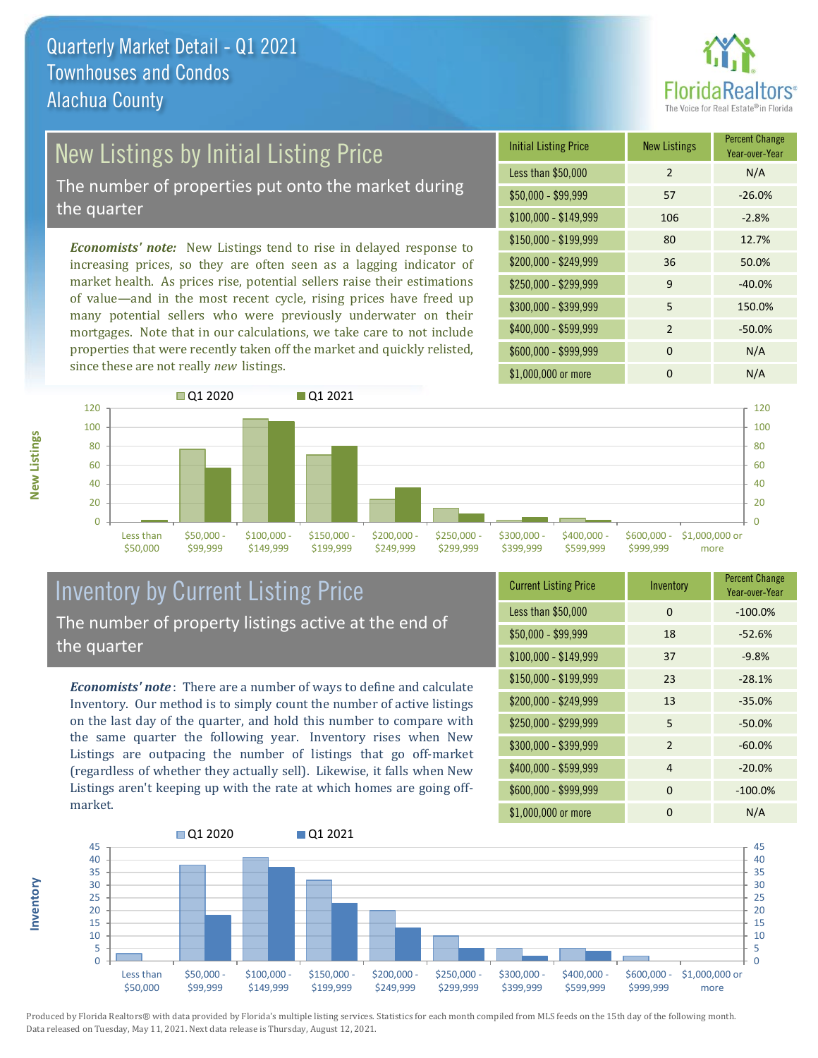# Quarterly Market Detail - Q1 2021
## Townhouses and Condos
## Alachua County

## New Listings by Initial Listing Price

The number of properties put onto the market during the quarter

*Economists' note:* New Listings tend to rise in delayed response to increasing prices, so they are often seen as a lagging indicator of market health. As prices rise, potential sellers raise their estimations of value—and in the most recent cycle, rising prices have freed up many potential sellers who were previously underwater on their mortgages. Note that in our calculations, we take care to not include properties that were recently taken off the market and quickly relisted, since these are not really *new* listings.

| Initial Listing Price | New Listings | Percent Change Year-over-Year |
|---|---|---|
| Less than $50,000 | 2 | N/A |
| $50,000 - $99,999 | 57 | -26.0% |
| $100,000 - $149,999 | 106 | -2.8% |
| $150,000 - $199,999 | 80 | 12.7% |
| $200,000 - $249,999 | 36 | 50.0% |
| $250,000 - $299,999 | 9 | -40.0% |
| $300,000 - $399,999 | 5 | 150.0% |
| $400,000 - $599,999 | 2 | -50.0% |
| $600,000 - $999,999 | 0 | N/A |
| $1,000,000 or more | 0 | N/A |

## Inventory by Current Listing Price

The number of property listings active at the end of the quarter

*Economists' note*: There are a number of ways to define and calculate Inventory. Our method is to simply count the number of active listings on the last day of the quarter, and hold this number to compare with the same quarter the following year. Inventory rises when New Listings are outpacing the number of listings that go off-market (regardless of whether they actually sell). Likewise, it falls when New Listings aren't keeping up with the rate at which homes are going off-market.

| Current Listing Price | Inventory | Percent Change Year-over-Year |
|---|---|---|
| Less than $50,000 | 0 | -100.0% |
| $50,000 - $99,999 | 18 | -52.6% |
| $100,000 - $149,999 | 37 | -9.8% |
| $150,000 - $199,999 | 23 | -28.1% |
| $200,000 - $249,999 | 13 | -35.0% |
| $250,000 - $299,999 | 5 | -50.0% |
| $300,000 - $399,999 | 2 | -60.0% |
| $400,000 - $599,999 | 4 | -20.0% |
| $600,000 - $999,999 | 0 | -100.0% |
| $1,000,000 or more | 0 | N/A |

Produced by Florida Realtors® with data provided by Florida's multiple listing services. Statistics for each month compiled from MLS feeds on the 15th day of the following month. Data released on Tuesday, May 11, 2021. Next data release is Thursday, August 12, 2021.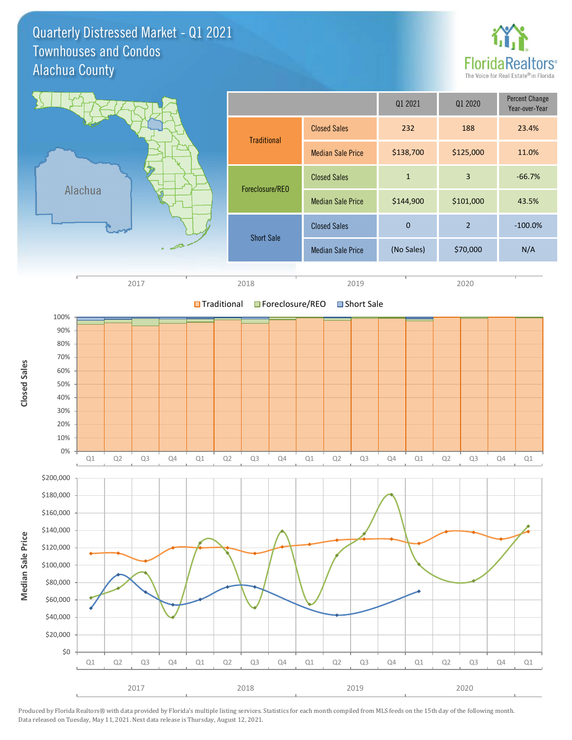# Quarterly Distressed Market - Q1 2021
## Townhouses and Condos
## Alachua County

| | | Q1 2021 | Q1 2020 | Percent Change Year-over-Year |
|---|---|---|---|---|
| Traditional | Closed Sales | 232 | 188 | 23.4% |
| | Median Sale Price | $138,700 | $125,000 | 11.0% |
| Foreclosure/REO | Closed Sales | 1 | 3 | -66.7% |
| | Median Sale Price | $144,900 | $101,000 | 43.5% |
| Short Sale | Closed Sales | 0 | 2 | -100.0% |
| | Median Sale Price | (No Sales) | $70,000 | N/A |

Produced by Florida Realtors® with data provided by Florida's multiple listing services. Statistics for each month compiled from MLS feeds on the 15th day of the following month. Data released on Tuesday, May 11, 2021. Next data release is Thursday, August 12, 2021.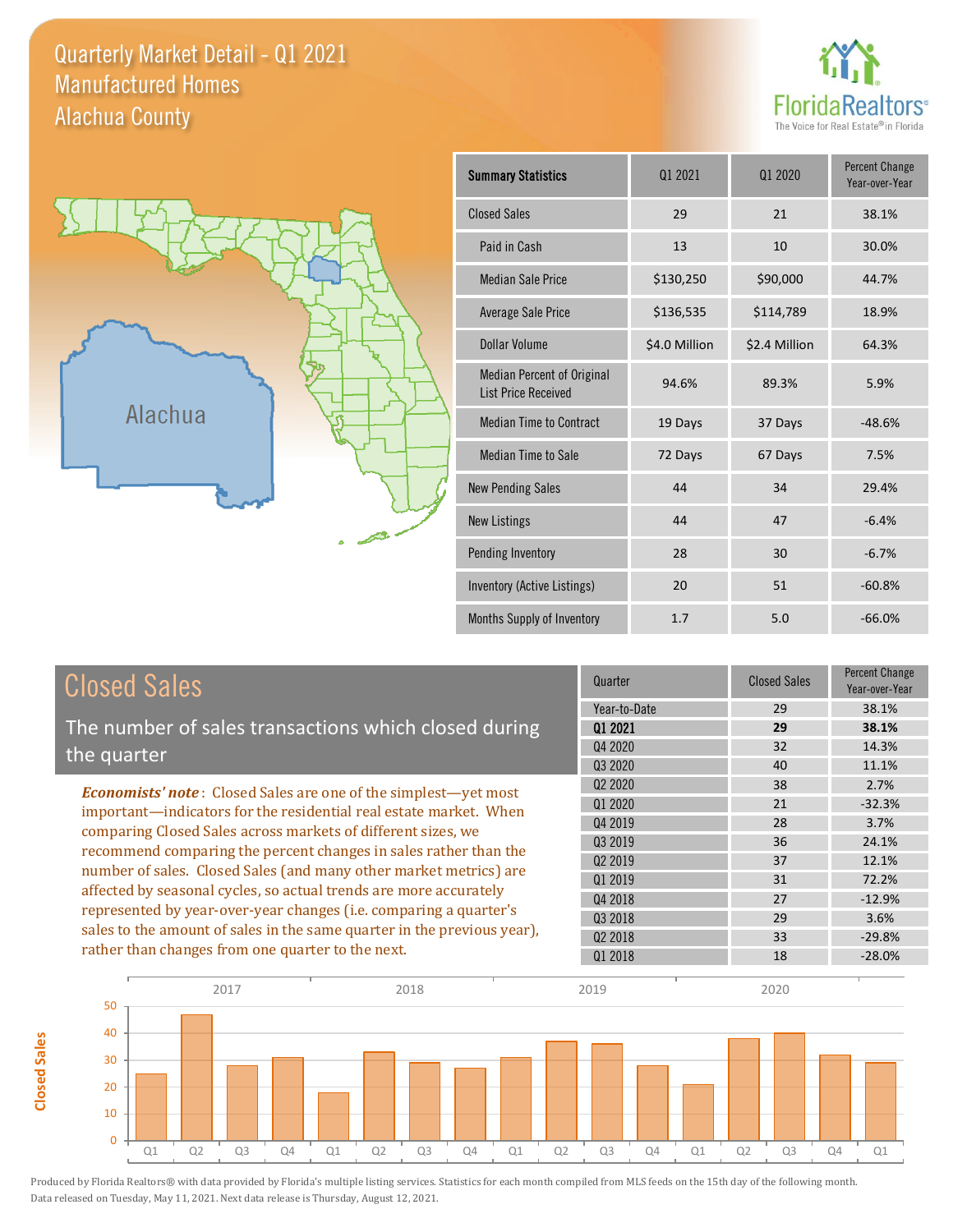# Quarterly Market Detail - Q1 2021
## Manufactured Homes
## Alachua County

| Summary Statistics | Q1 2021 | Q1 2020 | Percent Change Year-over-Year |
|---|---|---|---|
| Closed Sales | 29 | 21 | 38.1% |
| Paid in Cash | 13 | 10 | 30.0% |
| Median Sale Price | $130,250 | $90,000 | 44.7% |
| Average Sale Price | $136,535 | $114,789 | 18.9% |
| Dollar Volume | $4.0 Million | $2.4 Million | 64.3% |
| Median Percent of Original List Price Received | 94.6% | 89.3% | 5.9% |
| Median Time to Contract | 19 Days | 37 Days | -48.6% |
| Median Time to Sale | 72 Days | 67 Days | 7.5% |
| New Pending Sales | 44 | 34 | 29.4% |
| New Listings | 44 | 47 | -6.4% |
| Pending Inventory | 28 | 30 | -6.7% |
| Inventory (Active Listings) | 20 | 51 | -60.8% |
| Months Supply of Inventory | 1.7 | 5.0 | -66.0% |

## Closed Sales

The number of sales transactions which closed during the quarter

***Economists' note***: Closed Sales are one of the simplest—yet most important—indicators for the residential real estate market. When comparing Closed Sales across markets of different sizes, we recommend comparing the percent changes in sales rather than the number of sales. Closed Sales (and many other market metrics) are affected by seasonal cycles, so actual trends are more accurately represented by year-over-year changes (i.e. comparing a quarter's sales to the amount of sales in the same quarter in the previous year), rather than changes from one quarter to the next.

| Quarter | Closed Sales | Percent Change Year-over-Year |
|---|---|---|
| Year-to-Date | 29 | 38.1% |
| **Q1 2021** | **29** | **38.1%** |
| Q4 2020 | 32 | 14.3% |
| Q3 2020 | 40 | 11.1% |
| Q2 2020 | 38 | 2.7% |
| Q1 2020 | 21 | -32.3% |
| Q4 2019 | 28 | 3.7% |
| Q3 2019 | 36 | 24.1% |
| Q2 2019 | 37 | 12.1% |
| Q1 2019 | 31 | 72.2% |
| Q4 2018 | 27 | -12.9% |
| Q3 2018 | 29 | 3.6% |
| Q2 2018 | 33 | -29.8% |
| Q1 2018 | 18 | -28.0% |

Produced by Florida Realtors® with data provided by Florida's multiple listing services. Statistics for each month compiled from MLS feeds on the 15th day of the following month. Data released on Tuesday, May 11, 2021. Next data release is Thursday, August 12, 2021.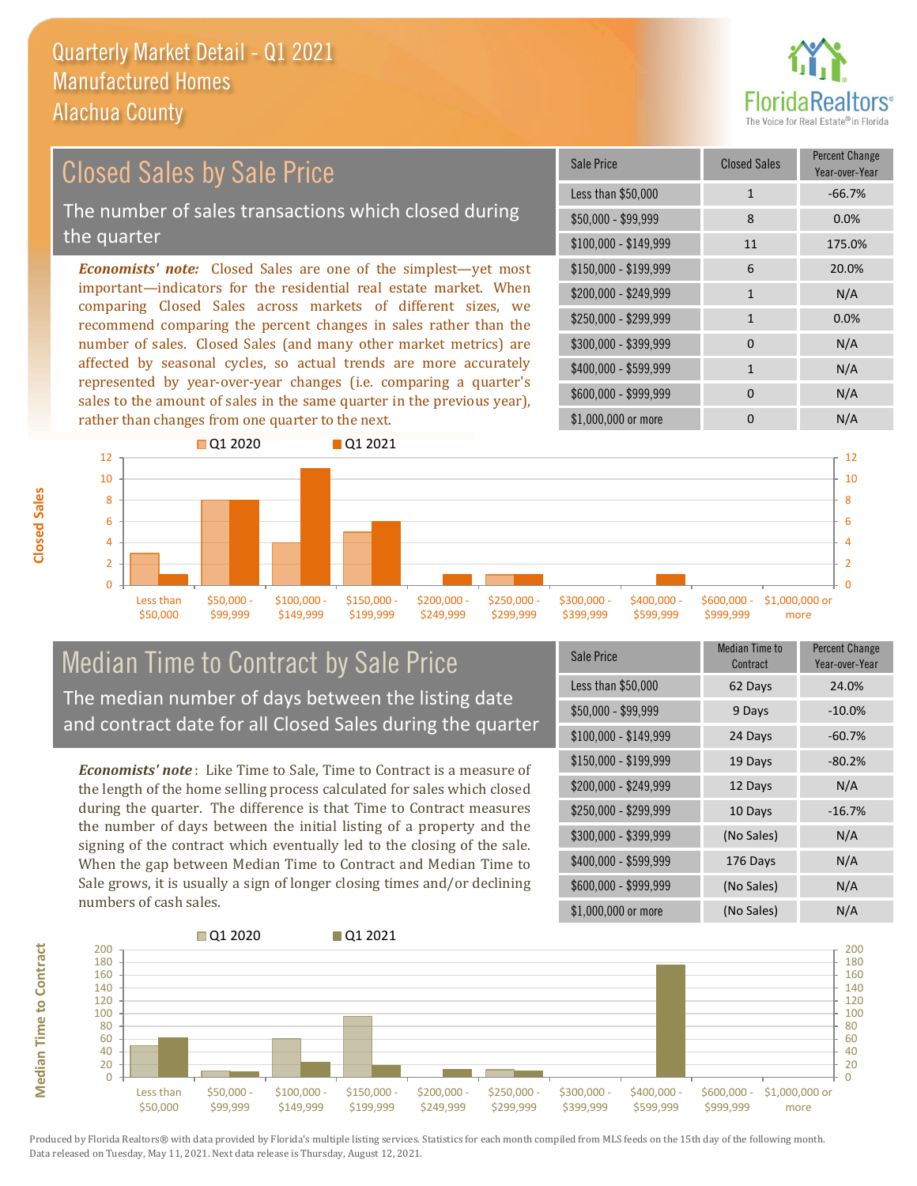# Quarterly Market Detail - Q1 2021
## Manufactured Homes
## Alachua County

## Closed Sales by Sale Price

The number of sales transactions which closed during the quarter

*Economists' note:* Closed Sales are one of the simplest—yet most important—indicators for the residential real estate market. When comparing Closed Sales across markets of different sizes, we recommend comparing the percent changes in sales rather than the number of sales. Closed Sales (and many other market metrics) are affected by seasonal cycles, so actual trends are more accurately represented by year-over-year changes (i.e. comparing a quarter's sales to the amount of sales in the same quarter in the previous year), rather than changes from one quarter to the next.

| Sale Price | Closed Sales | Percent Change Year-over-Year |
|---|---|---|
| Less than $50,000 | 1 | -66.7% |
| $50,000 - $99,999 | 8 | 0.0% |
| $100,000 - $149,999 | 11 | 175.0% |
| $150,000 - $199,999 | 6 | 20.0% |
| $200,000 - $249,999 | 1 | N/A |
| $250,000 - $299,999 | 1 | 0.0% |
| $300,000 - $399,999 | 0 | N/A |
| $400,000 - $599,999 | 1 | N/A |
| $600,000 - $999,999 | 0 | N/A |
| $1,000,000 or more | 0 | N/A |

## Median Time to Contract by Sale Price

The median number of days between the listing date and contract date for all Closed Sales during the quarter

*Economists' note*: Like Time to Sale, Time to Contract is a measure of the length of the home selling process calculated for sales which closed during the quarter. The difference is that Time to Contract measures the number of days between the initial listing of a property and the signing of the contract which eventually led to the closing of the sale. When the gap between Median Time to Contract and Median Time to Sale grows, it is usually a sign of longer closing times and/or declining numbers of cash sales.

| Sale Price | Median Time to Contract | Percent Change Year-over-Year |
|---|---|---|
| Less than $50,000 | 62 Days | 24.0% |
| $50,000 - $99,999 | 9 Days | -10.0% |
| $100,000 - $149,999 | 24 Days | -60.7% |
| $150,000 - $199,999 | 19 Days | -80.2% |
| $200,000 - $249,999 | 12 Days | N/A |
| $250,000 - $299,999 | 10 Days | -16.7% |
| $300,000 - $399,999 | (No Sales) | N/A |
| $400,000 - $599,999 | 176 Days | N/A |
| $600,000 - $999,999 | (No Sales) | N/A |
| $1,000,000 or more | (No Sales) | N/A |

Produced by Florida Realtors® with data provided by Florida's multiple listing services. Statistics for each month compiled from MLS feeds on the 15th day of the following month. Data released on Tuesday, May 11, 2021. Next data release is Thursday, August 12, 2021.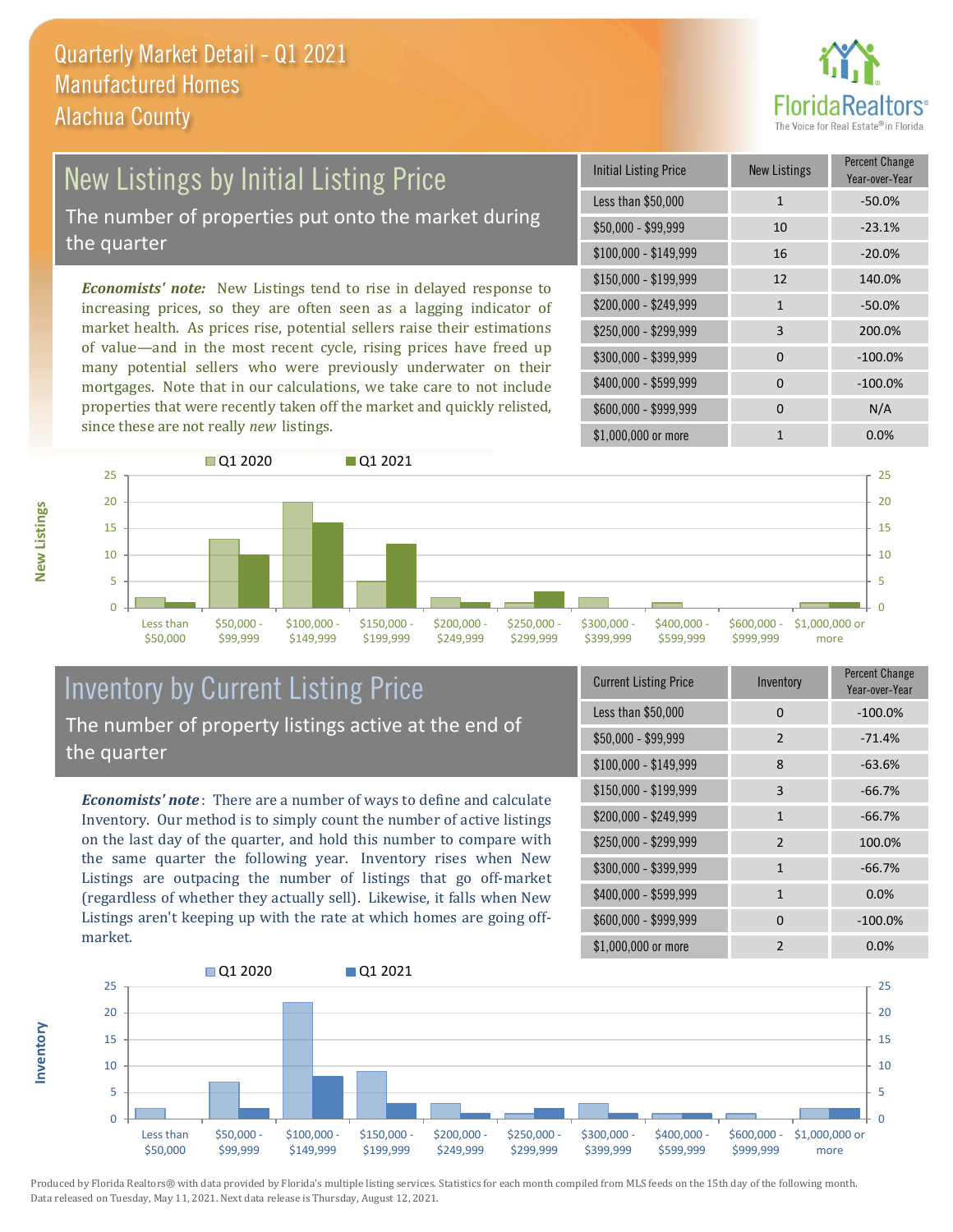# Quarterly Market Detail - Q1 2021
## Manufactured Homes
## Alachua County

## New Listings by Initial Listing Price

The number of properties put onto the market during the quarter

*Economists' note:* New Listings tend to rise in delayed response to increasing prices, so they are often seen as a lagging indicator of market health. As prices rise, potential sellers raise their estimations of value—and in the most recent cycle, rising prices have freed up many potential sellers who were previously underwater on their mortgages. Note that in our calculations, we take care to not include properties that were recently taken off the market and quickly relisted, since these are not really *new* listings.

| Initial Listing Price | New Listings | Percent Change Year-over-Year |
|---|---|---|
| Less than $50,000 | 1 | -50.0% |
| $50,000 - $99,999 | 10 | -23.1% |
| $100,000 - $149,999 | 16 | -20.0% |
| $150,000 - $199,999 | 12 | 140.0% |
| $200,000 - $249,999 | 1 | -50.0% |
| $250,000 - $299,999 | 3 | 200.0% |
| $300,000 - $399,999 | 0 | -100.0% |
| $400,000 - $599,999 | 0 | -100.0% |
| $600,000 - $999,999 | 0 | N/A |
| $1,000,000 or more | 1 | 0.0% |

## Inventory by Current Listing Price

The number of property listings active at the end of the quarter

*Economists' note*: There are a number of ways to define and calculate Inventory. Our method is to simply count the number of active listings on the last day of the quarter, and hold this number to compare with the same quarter the following year. Inventory rises when New Listings are outpacing the number of listings that go off-market (regardless of whether they actually sell). Likewise, it falls when New Listings aren't keeping up with the rate at which homes are going off-market.

| Current Listing Price | Inventory | Percent Change Year-over-Year |
|---|---|---|
| Less than $50,000 | 0 | -100.0% |
| $50,000 - $99,999 | 2 | -71.4% |
| $100,000 - $149,999 | 8 | -63.6% |
| $150,000 - $199,999 | 3 | -66.7% |
| $200,000 - $249,999 | 1 | -66.7% |
| $250,000 - $299,999 | 2 | 100.0% |
| $300,000 - $399,999 | 1 | -66.7% |
| $400,000 - $599,999 | 1 | 0.0% |
| $600,000 - $999,999 | 0 | -100.0% |
| $1,000,000 or more | 2 | 0.0% |

Produced by Florida Realtors® with data provided by Florida's multiple listing services. Statistics for each month compiled from MLS feeds on the 15th day of the following month. Data released on Tuesday, May 11, 2021. Next data release is Thursday, August 12, 2021.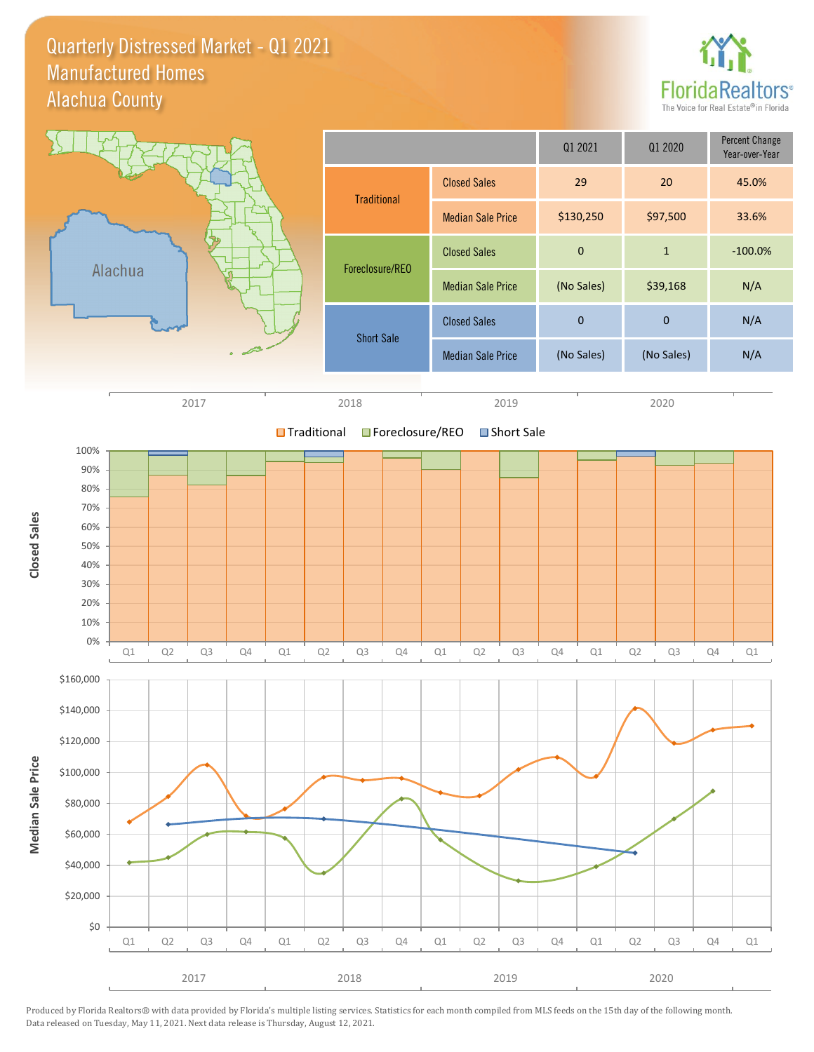# Quarterly Distressed Market - Q1 2021
## Manufactured Homes
## Alachua County

FloridaRealtors®
The Voice for Real Estate® in Florida

Alachua

| | | Q1 2021 | Q1 2020 | Percent Change Year-over-Year |
|---|---|---|---|---|
| Traditional | Closed Sales | 29 | 20 | 45.0% |
| | Median Sale Price | $130,250 | $97,500 | 33.6% |
| Foreclosure/REO | Closed Sales | 0 | 1 | -100.0% |
| | Median Sale Price | (No Sales) | $39,168 | N/A |
| Short Sale | Closed Sales | 0 | 0 | N/A |
| | Median Sale Price | (No Sales) | (No Sales) | N/A |

2017 2018 2019 2020

Traditional Foreclosure/REO Short Sale

Closed Sales

100% 90% 80% 70% 60% 50% 40% 30% 20% 10% 0%

Q1 Q2 Q3 Q4 Q1 Q2 Q3 Q4 Q1 Q2 Q3 Q4 Q1 Q2 Q3 Q4 Q1

Median Sale Price

$160,000 $140,000 $120,000 $100,000 $80,000 $60,000 $40,000 $20,000 $0

Q1 Q2 Q3 Q4 Q1 Q2 Q3 Q4 Q1 Q2 Q3 Q4 Q1 Q2 Q3 Q4 Q1

2017 2018 2019 2020

Produced by Florida Realtors® with data provided by Florida's multiple listing services. Statistics for each month compiled from MLS feeds on the 15th day of the following month.
Data released on Tuesday, May 11, 2021. Next data release is Thursday, August 12, 2021.